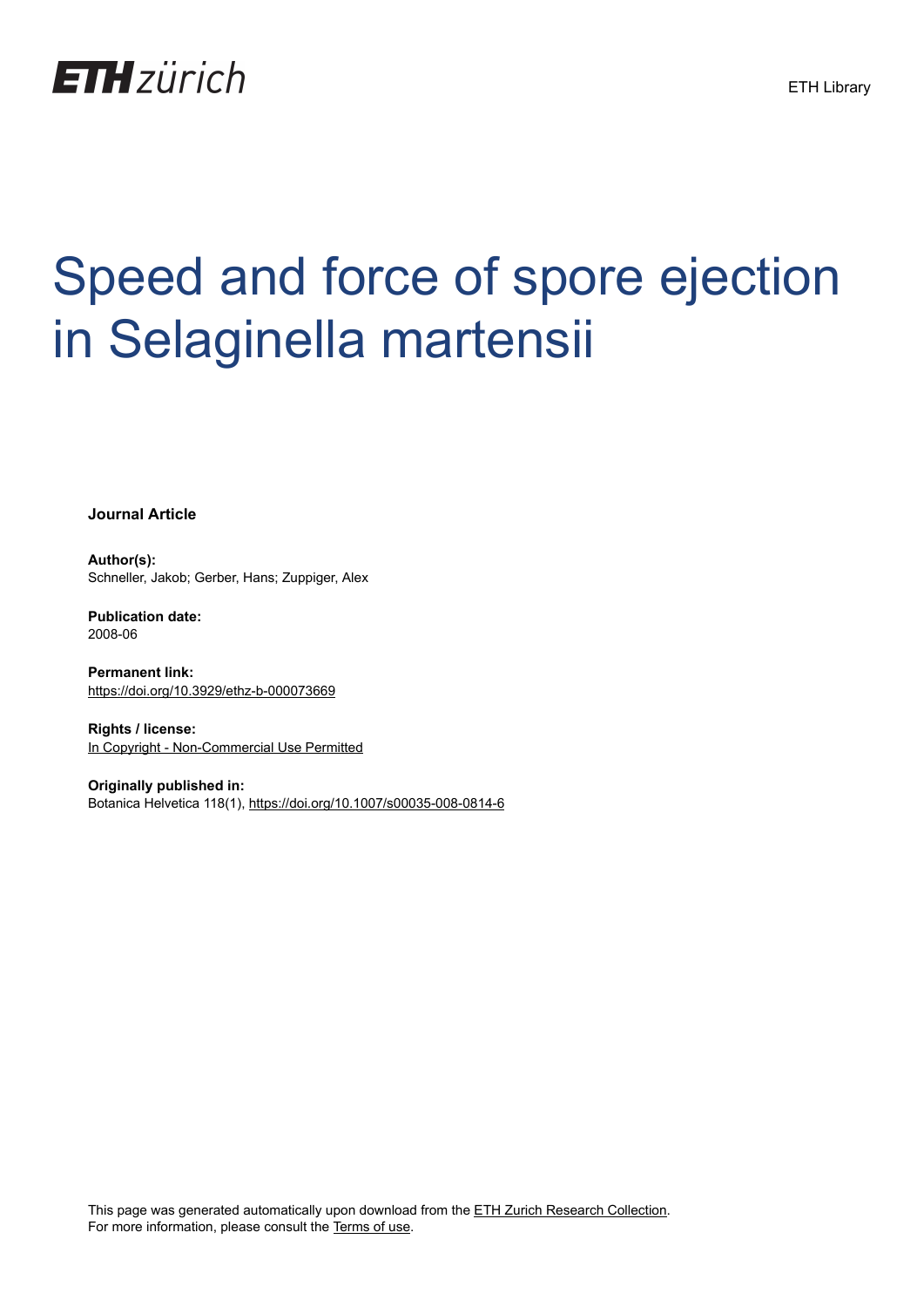ETH zürich

ETH Library

# Speed and force of spore ejection in Selaginella martensii

**Journal Article**

**Author(s):**
Schneller, Jakob; Gerber, Hans; Zuppiger, Alex

**Publication date:**
2008-06

**Permanent link:**
https://doi.org/10.3929/ethz-b-000073669

**Rights / license:**
In Copyright - Non-Commercial Use Permitted

**Originally published in:**
Botanica Helvetica 118(1), https://doi.org/10.1007/s00035-008-0814-6

This page was generated automatically upon download from the ETH Zurich Research Collection.
For more information, please consult the Terms of use.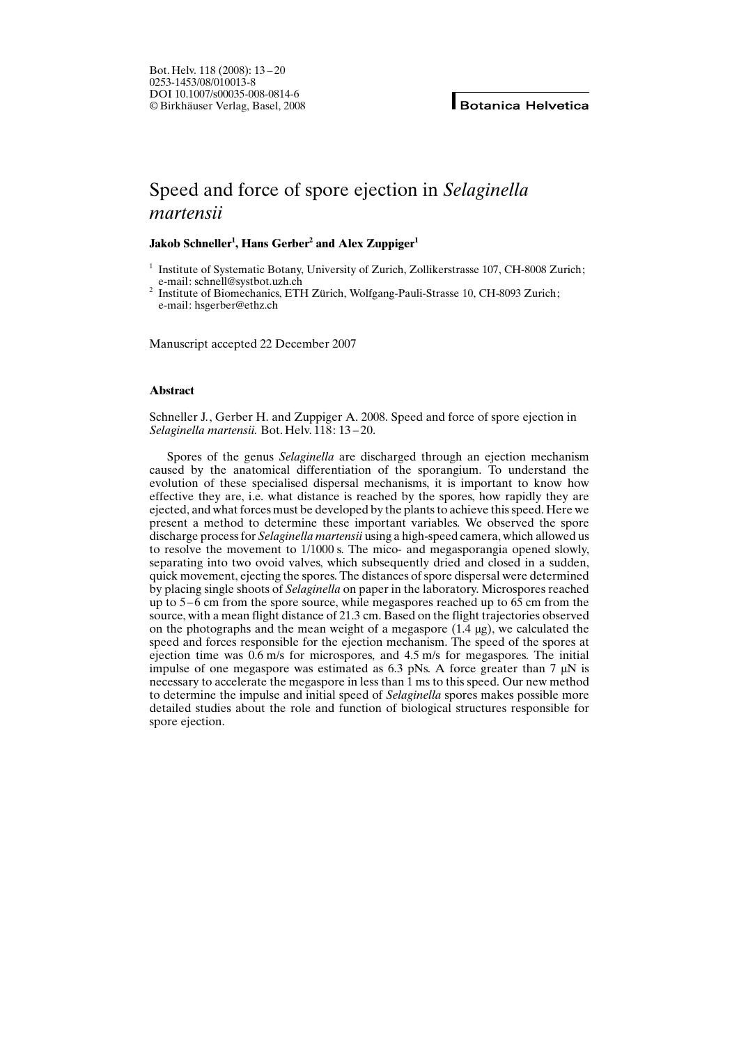# Speed and force of spore ejection in *Selaginella martensii*

**Jakob Schneller[1], Hans Gerber[2] and Alex Zuppiger[1]**

[1] Institute of Systematic Botany, University of Zurich, Zollikerstrasse 107, CH-8008 Zurich; e-mail: schnell@systbot.uzh.ch

[2] Institute of Biomechanics, ETH Zürich, Wolfgang-Pauli-Strasse 10, CH-8093 Zurich; e-mail: hsgerber@ethz.ch

Manuscript accepted 22 December 2007

### Abstract

Schneller J., Gerber H. and Zuppiger A. 2008. Speed and force of spore ejection in *Selaginella martensii.* Bot. Helv. 118: 13–20.

Spores of the genus *Selaginella* are discharged through an ejection mechanism caused by the anatomical differentiation of the sporangium. To understand the evolution of these specialised dispersal mechanisms, it is important to know how effective they are, i.e. what distance is reached by the spores, how rapidly they are ejected, and what forces must be developed by the plants to achieve this speed. Here we present a method to determine these important variables. We observed the spore discharge process for *Selaginella martensii* using a high-speed camera, which allowed us to resolve the movement to 1/1000 s. The mico- and megasporangia opened slowly, separating into two ovoid valves, which subsequently dried and closed in a sudden, quick movement, ejecting the spores. The distances of spore dispersal were determined by placing single shoots of *Selaginella* on paper in the laboratory. Microspores reached up to 5–6 cm from the spore source, while megaspores reached up to 65 cm from the source, with a mean flight distance of 21.3 cm. Based on the flight trajectories observed on the photographs and the mean weight of a megaspore (1.4 μg), we calculated the speed and forces responsible for the ejection mechanism. The speed of the spores at ejection time was 0.6 m/s for microspores, and 4.5 m/s for megaspores. The initial impulse of one megaspore was estimated as 6.3 pNs. A force greater than 7 μN is necessary to accelerate the megaspore in less than 1 ms to this speed. Our new method to determine the impulse and initial speed of *Selaginella* spores makes possible more detailed studies about the role and function of biological structures responsible for spore ejection.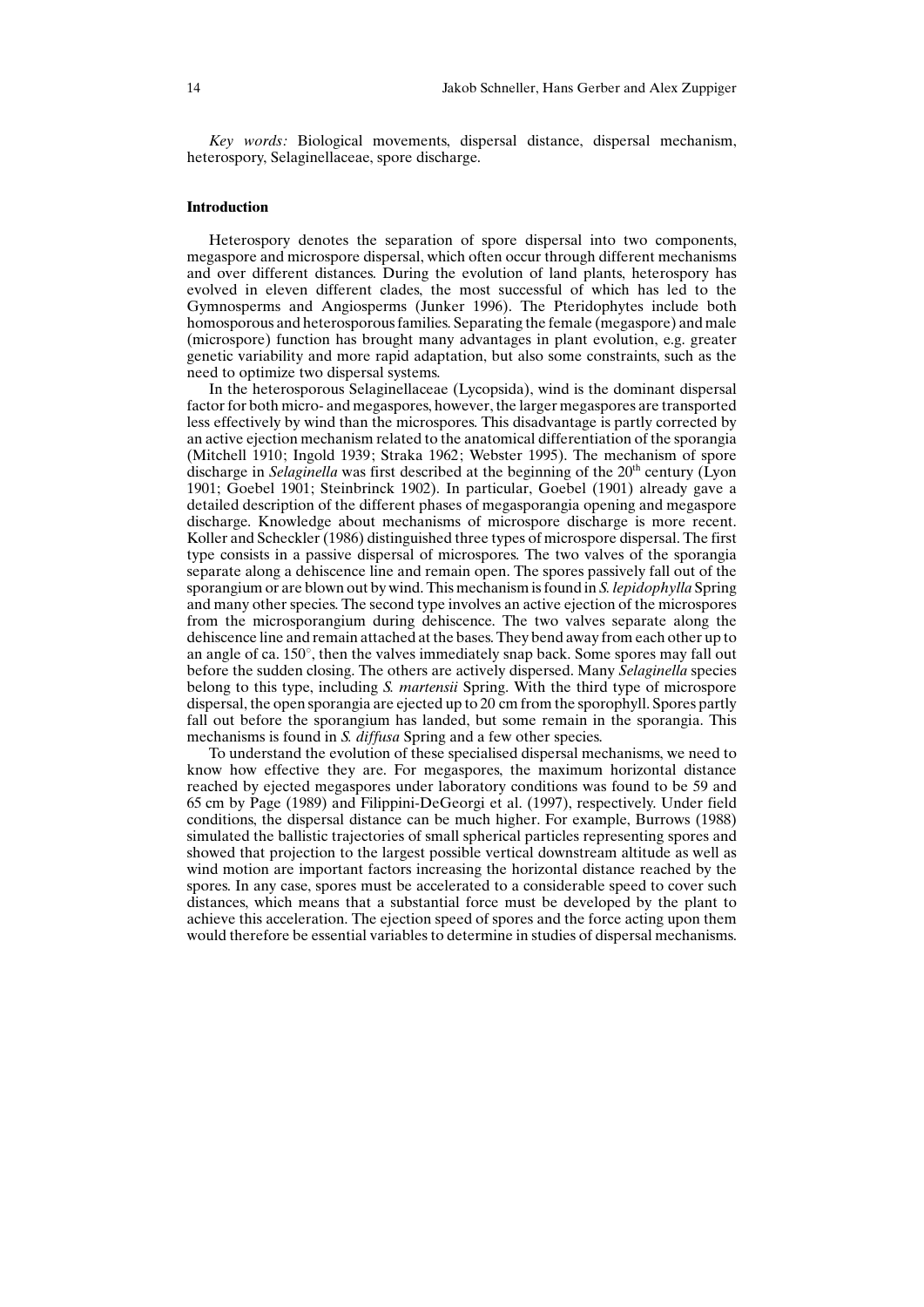*Key words:* Biological movements, dispersal distance, dispersal mechanism, heterospory, Selaginellaceae, spore discharge.

## Introduction

Heterospory denotes the separation of spore dispersal into two components, megaspore and microspore dispersal, which often occur through different mechanisms and over different distances. During the evolution of land plants, heterospory has evolved in eleven different clades, the most successful of which has led to the Gymnosperms and Angiosperms (Junker 1996). The Pteridophytes include both homosporous and heterosporous families. Separating the female (megaspore) and male (microspore) function has brought many advantages in plant evolution, e.g. greater genetic variability and more rapid adaptation, but also some constraints, such as the need to optimize two dispersal systems.

In the heterosporous Selaginellaceae (Lycopsida), wind is the dominant dispersal factor for both micro- and megaspores, however, the larger megaspores are transported less effectively by wind than the microspores. This disadvantage is partly corrected by an active ejection mechanism related to the anatomical differentiation of the sporangia (Mitchell 1910; Ingold 1939; Straka 1962; Webster 1995). The mechanism of spore discharge in *Selaginella* was first described at the beginning of the 20th century (Lyon 1901; Goebel 1901; Steinbrinck 1902). In particular, Goebel (1901) already gave a detailed description of the different phases of megasporangia opening and megaspore discharge. Knowledge about mechanisms of microspore discharge is more recent. Koller and Scheckler (1986) distinguished three types of microspore dispersal. The first type consists in a passive dispersal of microspores. The two valves of the sporangia separate along a dehiscence line and remain open. The spores passively fall out of the sporangium or are blown out by wind. This mechanism is found in *S. lepidophylla* Spring and many other species. The second type involves an active ejection of the microspores from the microsporangium during dehiscence. The two valves separate along the dehiscence line and remain attached at the bases. They bend away from each other up to an angle of ca. 150°, then the valves immediately snap back. Some spores may fall out before the sudden closing. The others are actively dispersed. Many *Selaginella* species belong to this type, including *S. martensii* Spring. With the third type of microspore dispersal, the open sporangia are ejected up to 20 cm from the sporophyll. Spores partly fall out before the sporangium has landed, but some remain in the sporangia. This mechanisms is found in *S. diffusa* Spring and a few other species.

To understand the evolution of these specialised dispersal mechanisms, we need to know how effective they are. For megaspores, the maximum horizontal distance reached by ejected megaspores under laboratory conditions was found to be 59 and 65 cm by Page (1989) and Filippini-DeGeorgi et al. (1997), respectively. Under field conditions, the dispersal distance can be much higher. For example, Burrows (1988) simulated the ballistic trajectories of small spherical particles representing spores and showed that projection to the largest possible vertical downstream altitude as well as wind motion are important factors increasing the horizontal distance reached by the spores. In any case, spores must be accelerated to a considerable speed to cover such distances, which means that a substantial force must be developed by the plant to achieve this acceleration. The ejection speed of spores and the force acting upon them would therefore be essential variables to determine in studies of dispersal mechanisms.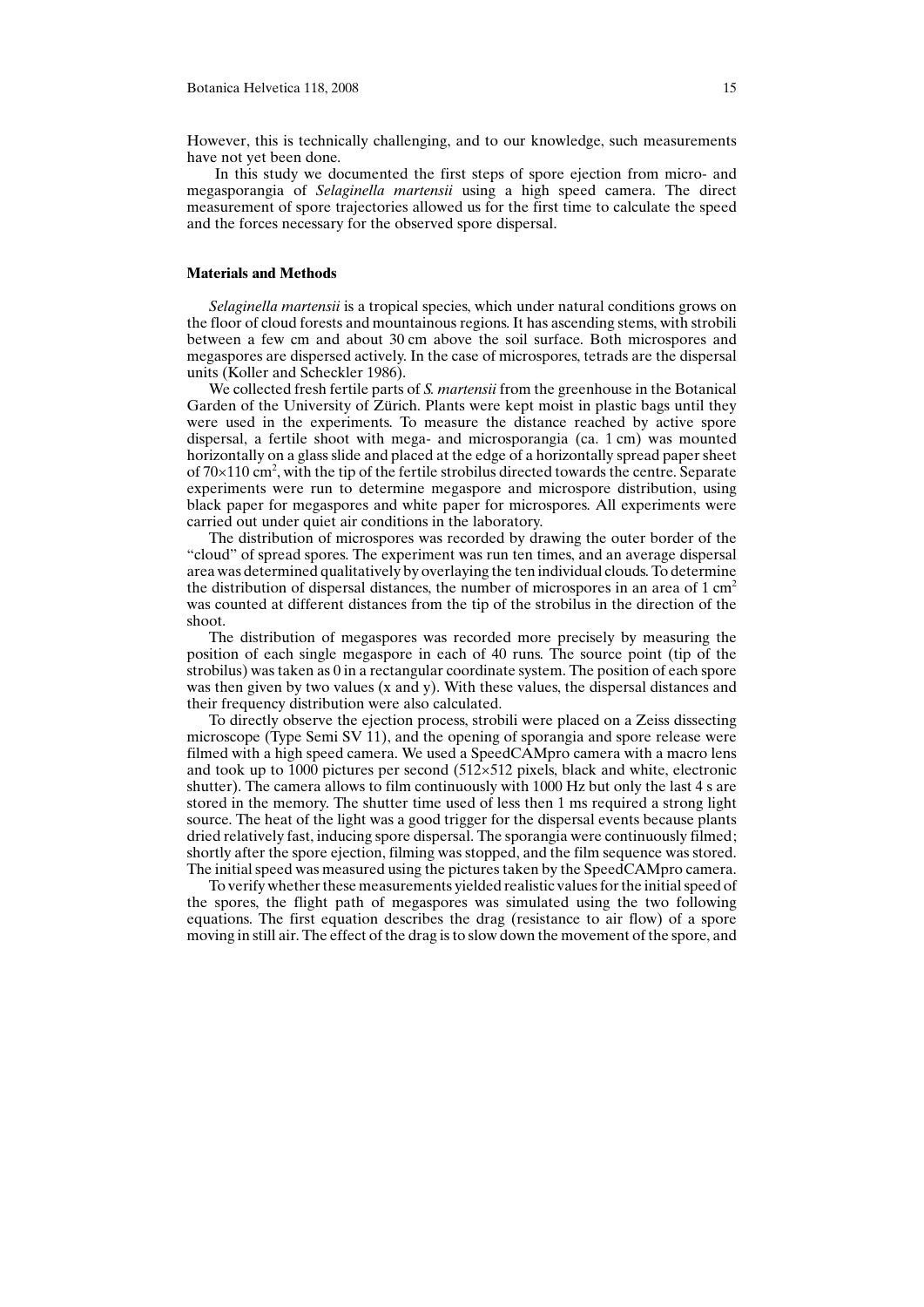However, this is technically challenging, and to our knowledge, such measurements have not yet been done.

In this study we documented the first steps of spore ejection from micro- and megasporangia of *Selaginella martensii* using a high speed camera. The direct measurement of spore trajectories allowed us for the first time to calculate the speed and the forces necessary for the observed spore dispersal.

## Materials and Methods

*Selaginella martensii* is a tropical species, which under natural conditions grows on the floor of cloud forests and mountainous regions. It has ascending stems, with strobili between a few cm and about 30 cm above the soil surface. Both microspores and megaspores are dispersed actively. In the case of microspores, tetrads are the dispersal units (Koller and Scheckler 1986).

We collected fresh fertile parts of *S. martensii* from the greenhouse in the Botanical Garden of the University of Zürich. Plants were kept moist in plastic bags until they were used in the experiments. To measure the distance reached by active spore dispersal, a fertile shoot with mega- and microsporangia (ca. 1 cm) was mounted horizontally on a glass slide and placed at the edge of a horizontally spread paper sheet of $70 \times 110$ cm$^2$, with the tip of the fertile strobilus directed towards the centre. Separate experiments were run to determine megaspore and microspore distribution, using black paper for megaspores and white paper for microspores. All experiments were carried out under quiet air conditions in the laboratory.

The distribution of microspores was recorded by drawing the outer border of the "cloud" of spread spores. The experiment was run ten times, and an average dispersal area was determined qualitatively by overlaying the ten individual clouds. To determine the distribution of dispersal distances, the number of microspores in an area of 1 cm$^2$ was counted at different distances from the tip of the strobilus in the direction of the shoot.

The distribution of megaspores was recorded more precisely by measuring the position of each single megaspore in each of 40 runs. The source point (tip of the strobilus) was taken as 0 in a rectangular coordinate system. The position of each spore was then given by two values (x and y). With these values, the dispersal distances and their frequency distribution were also calculated.

To directly observe the ejection process, strobili were placed on a Zeiss dissecting microscope (Type Semi SV 11), and the opening of sporangia and spore release were filmed with a high speed camera. We used a SpeedCAMpro camera with a macro lens and took up to 1000 pictures per second ($512 \times 512$ pixels, black and white, electronic shutter). The camera allows to film continuously with 1000 Hz but only the last 4 s are stored in the memory. The shutter time used of less then 1 ms required a strong light source. The heat of the light was a good trigger for the dispersal events because plants dried relatively fast, inducing spore dispersal. The sporangia were continuously filmed; shortly after the spore ejection, filming was stopped, and the film sequence was stored. The initial speed was measured using the pictures taken by the SpeedCAMpro camera.

To verify whether these measurements yielded realistic values for the initial speed of the spores, the flight path of megaspores was simulated using the two following equations. The first equation describes the drag (resistance to air flow) of a spore moving in still air. The effect of the drag is to slow down the movement of the spore, and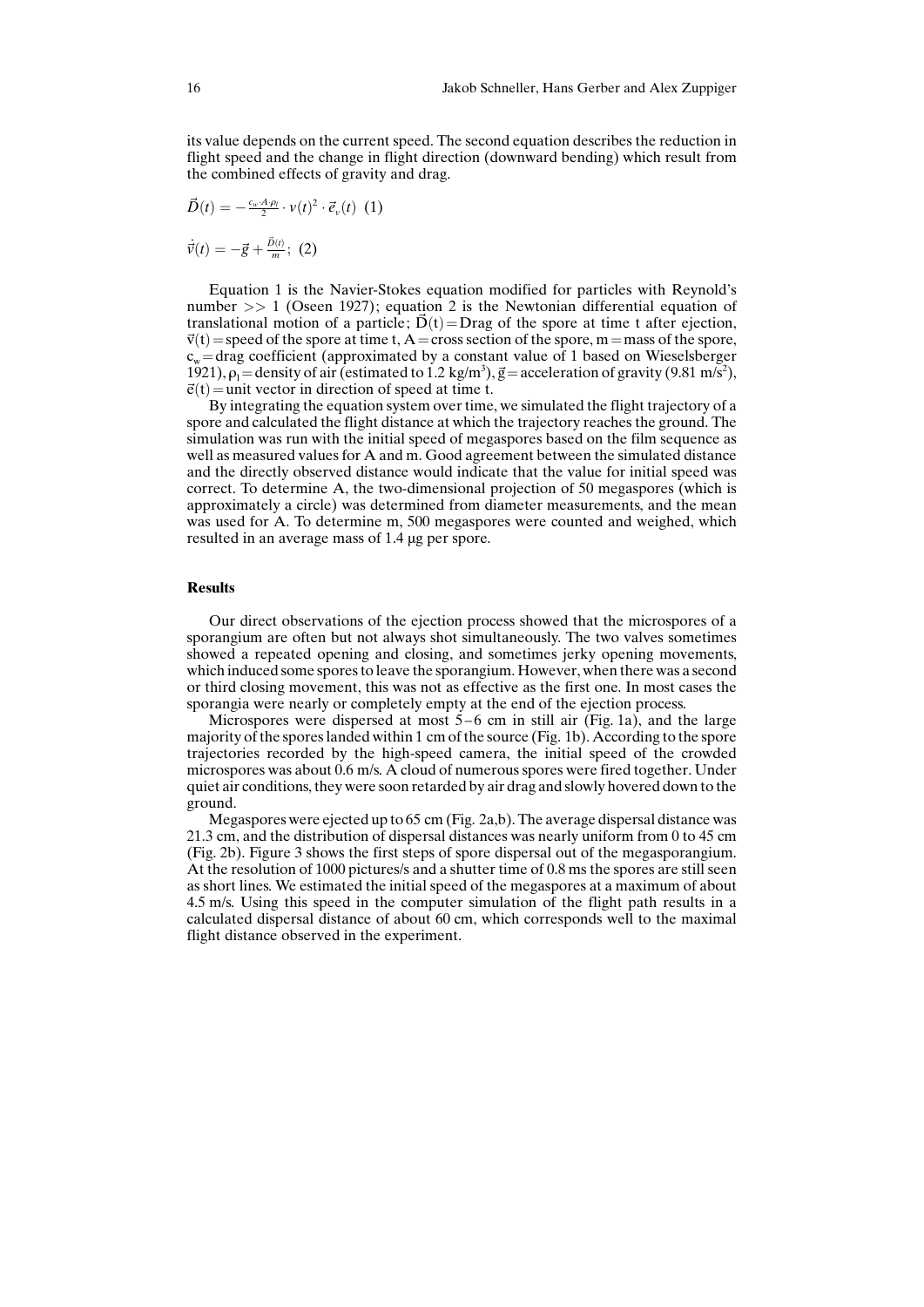its value depends on the current speed. The second equation describes the reduction in flight speed and the change in flight direction (downward bending) which result from the combined effects of gravity and drag.

$$\vec{D}(t) = -\frac{c_w \cdot A \cdot \rho_l}{2} \cdot v(t)^2 \cdot \vec{e}_v(t) \quad (1)$$

$$\dot{\vec{v}}(t) = -\vec{g} + \frac{\vec{D}(t)}{m}; \quad (2)$$

Equation 1 is the Navier-Stokes equation modified for particles with Reynold's number >> 1 (Oseen 1927); equation 2 is the Newtonian differential equation of translational motion of a particle; $\vec{D}(t)$ = Drag of the spore at time t after ejection, $\vec{v}(t)$ = speed of the spore at time t, A = cross section of the spore, m = mass of the spore, $c_w$ = drag coefficient (approximated by a constant value of 1 based on Wieselsberger 1921), $\rho_l$ = density of air (estimated to 1.2 kg/m$^3$), $\vec{g}$ = acceleration of gravity (9.81 m/s$^2$), $\vec{e}(t)$ = unit vector in direction of speed at time t.

By integrating the equation system over time, we simulated the flight trajectory of a spore and calculated the flight distance at which the trajectory reaches the ground. The simulation was run with the initial speed of megaspores based on the film sequence as well as measured values for A and m. Good agreement between the simulated distance and the directly observed distance would indicate that the value for initial speed was correct. To determine A, the two-dimensional projection of 50 megaspores (which is approximately a circle) was determined from diameter measurements, and the mean was used for A. To determine m, 500 megaspores were counted and weighed, which resulted in an average mass of 1.4 µg per spore.

## Results

Our direct observations of the ejection process showed that the microspores of a sporangium are often but not always shot simultaneously. The two valves sometimes showed a repeated opening and closing, and sometimes jerky opening movements, which induced some spores to leave the sporangium. However, when there was a second or third closing movement, this was not as effective as the first one. In most cases the sporangia were nearly or completely empty at the end of the ejection process.

Microspores were dispersed at most 5–6 cm in still air (Fig. 1a), and the large majority of the spores landed within 1 cm of the source (Fig. 1b). According to the spore trajectories recorded by the high-speed camera, the initial speed of the crowded microspores was about 0.6 m/s. A cloud of numerous spores were fired together. Under quiet air conditions, they were soon retarded by air drag and slowly hovered down to the ground.

Megaspores were ejected up to 65 cm (Fig. 2a,b). The average dispersal distance was 21.3 cm, and the distribution of dispersal distances was nearly uniform from 0 to 45 cm (Fig. 2b). Figure 3 shows the first steps of spore dispersal out of the megasporangium. At the resolution of 1000 pictures/s and a shutter time of 0.8 ms the spores are still seen as short lines. We estimated the initial speed of the megaspores at a maximum of about 4.5 m/s. Using this speed in the computer simulation of the flight path results in a calculated dispersal distance of about 60 cm, which corresponds well to the maximal flight distance observed in the experiment.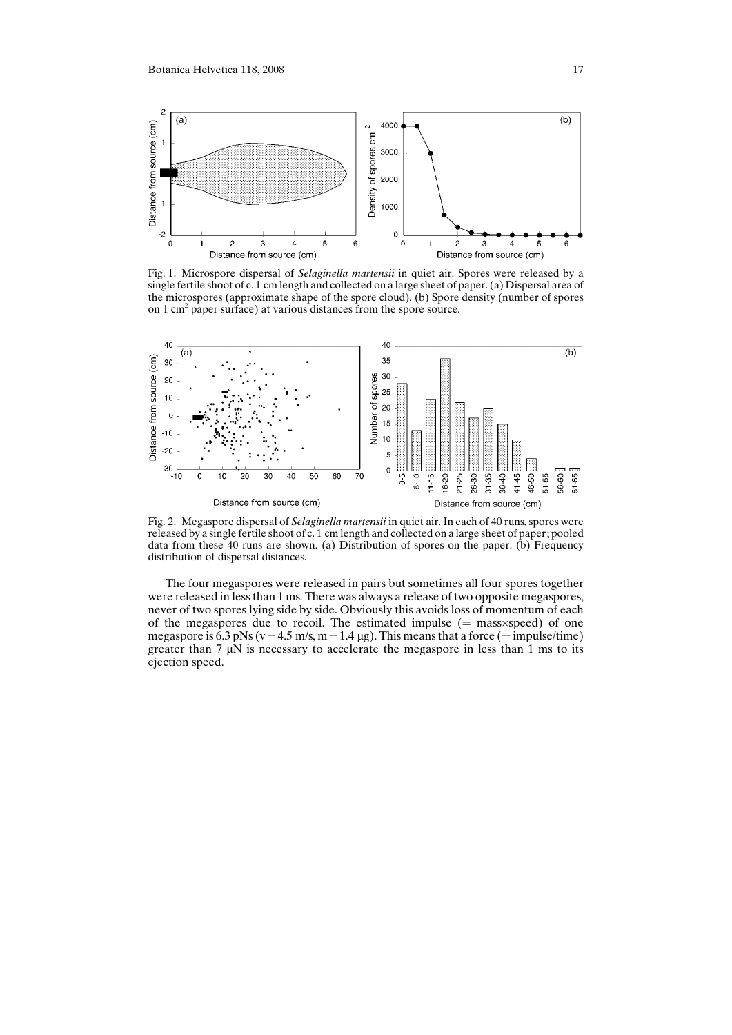Fig. 1. Microspore dispersal of *Selaginella martensii* in quiet air. Spores were released by a single fertile shoot of c. 1 cm length and collected on a large sheet of paper. (a) Dispersal area of the microspores (approximate shape of the spore cloud). (b) Spore density (number of spores on 1 $cm^2$ paper surface) at various distances from the spore source.

Fig. 2. Megaspore dispersal of *Selaginella martensii* in quiet air. In each of 40 runs, spores were released by a single fertile shoot of c. 1 cm length and collected on a large sheet of paper; pooled data from these 40 runs are shown. (a) Distribution of spores on the paper. (b) Frequency distribution of dispersal distances.

The four megaspores were released in pairs but sometimes all four spores together were released in less than 1 ms. There was always a release of two opposite megaspores, never of two spores lying side by side. Obviously this avoids loss of momentum of each of the megaspores due to recoil. The estimated impulse (= mass×speed) of one megaspore is 6.3 pNs ($v = 4.5$ m/s, $m = 1.4$ µg). This means that a force (= impulse/time) greater than 7 µN is necessary to accelerate the megaspore in less than 1 ms to its ejection speed.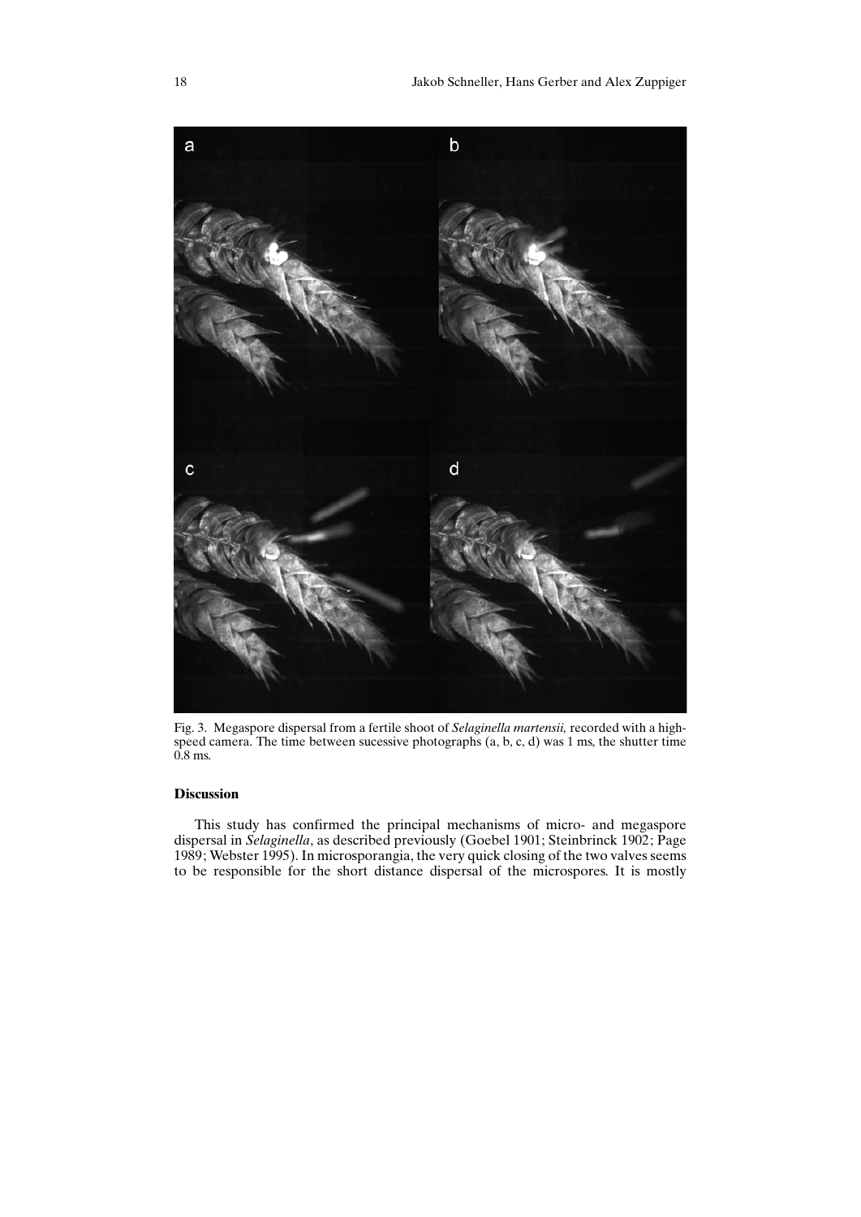Fig. 3. Megaspore dispersal from a fertile shoot of *Selaginella martensii,* recorded with a high-speed camera. The time between sucessive photographs (a, b, c, d) was 1 ms, the shutter time 0.8 ms.

### Discussion

This study has confirmed the principal mechanisms of micro- and megaspore dispersal in *Selaginella*, as described previously (Goebel 1901; Steinbrinck 1902; Page 1989; Webster 1995). In microsporangia, the very quick closing of the two valves seems to be responsible for the short distance dispersal of the microspores. It is mostly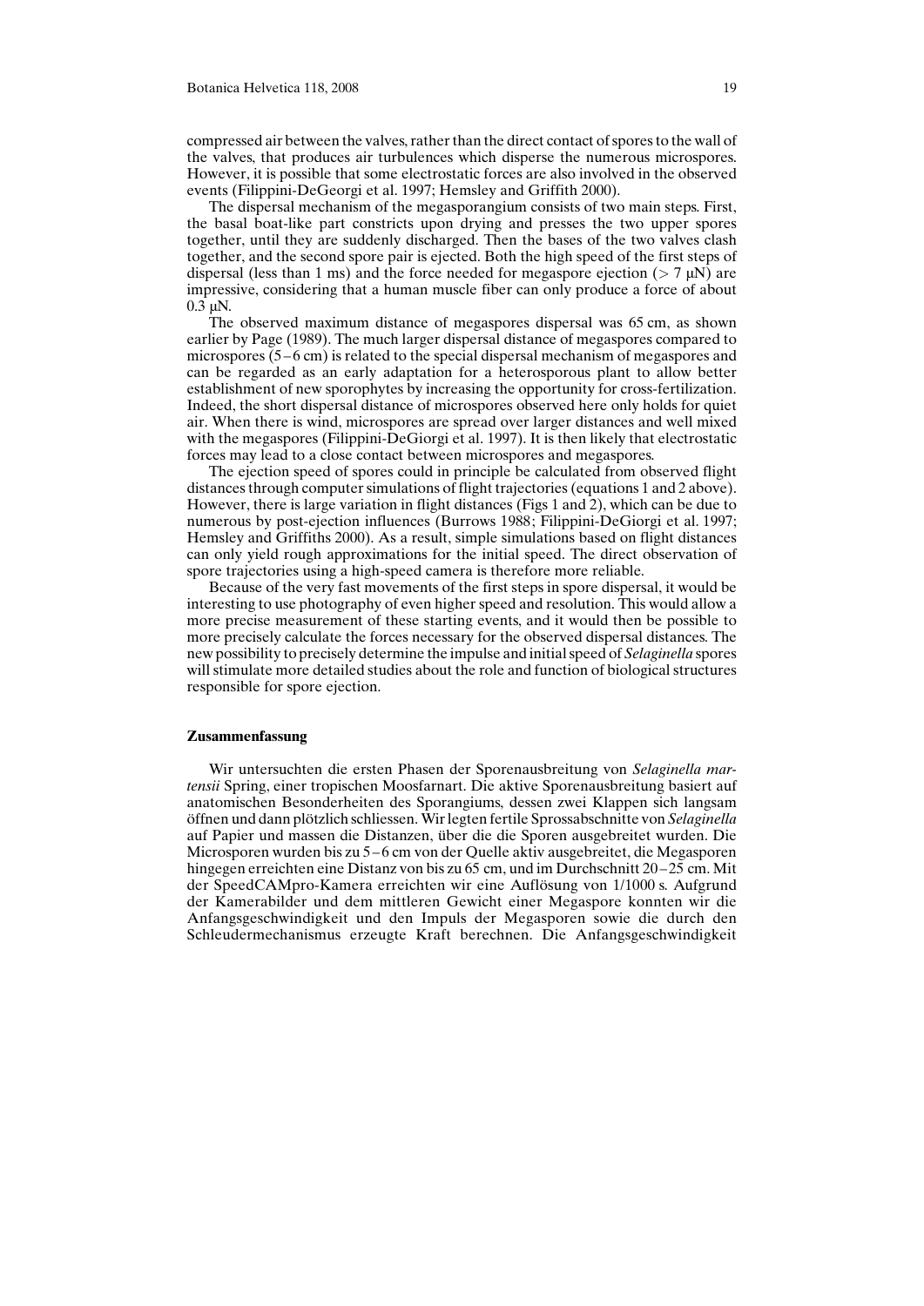compressed air between the valves, rather than the direct contact of spores to the wall of the valves, that produces air turbulences which disperse the numerous microspores. However, it is possible that some electrostatic forces are also involved in the observed events (Filippini-DeGeorgi et al. 1997; Hemsley and Griffith 2000).

The dispersal mechanism of the megasporangium consists of two main steps. First, the basal boat-like part constricts upon drying and presses the two upper spores together, until they are suddenly discharged. Then the bases of the two valves clash together, and the second spore pair is ejected. Both the high speed of the first steps of dispersal (less than 1 ms) and the force needed for megaspore ejection ($> 7$ µN) are impressive, considering that a human muscle fiber can only produce a force of about 0.3 µN.

The observed maximum distance of megaspores dispersal was 65 cm, as shown earlier by Page (1989). The much larger dispersal distance of megaspores compared to microspores (5–6 cm) is related to the special dispersal mechanism of megaspores and can be regarded as an early adaptation for a heterosporous plant to allow better establishment of new sporophytes by increasing the opportunity for cross-fertilization. Indeed, the short dispersal distance of microspores observed here only holds for quiet air. When there is wind, microspores are spread over larger distances and well mixed with the megaspores (Filippini-DeGiorgi et al. 1997). It is then likely that electrostatic forces may lead to a close contact between microspores and megaspores.

The ejection speed of spores could in principle be calculated from observed flight distances through computer simulations of flight trajectories (equations 1 and 2 above). However, there is large variation in flight distances (Figs 1 and 2), which can be due to numerous by post-ejection influences (Burrows 1988; Filippini-DeGiorgi et al. 1997; Hemsley and Griffiths 2000). As a result, simple simulations based on flight distances can only yield rough approximations for the initial speed. The direct observation of spore trajectories using a high-speed camera is therefore more reliable.

Because of the very fast movements of the first steps in spore dispersal, it would be interesting to use photography of even higher speed and resolution. This would allow a more precise measurement of these starting events, and it would then be possible to more precisely calculate the forces necessary for the observed dispersal distances. The new possibility to precisely determine the impulse and initial speed of *Selaginella* spores will stimulate more detailed studies about the role and function of biological structures responsible for spore ejection.

## Zusammenfassung

Wir untersuchten die ersten Phasen der Sporenausbreitung von *Selaginella martensii* Spring, einer tropischen Moosfarnart. Die aktive Sporenausbreitung basiert auf anatomischen Besonderheiten des Sporangiums, dessen zwei Klappen sich langsam öffnen und dann plötzlich schliessen. Wir legten fertile Sprossabschnitte von *Selaginella* auf Papier und massen die Distanzen, über die die Sporen ausgebreitet wurden. Die Microsporen wurden bis zu 5–6 cm von der Quelle aktiv ausgebreitet, die Megasporen hingegen erreichten eine Distanz von bis zu 65 cm, und im Durchschnitt 20–25 cm. Mit der SpeedCAMpro-Kamera erreichten wir eine Auflösung von 1/1000 s. Aufgrund der Kamerabilder und dem mittleren Gewicht einer Megaspore konnten wir die Anfangsgeschwindigkeit und den Impuls der Megasporen sowie die durch den Schleudermechanismus erzeugte Kraft berechnen. Die Anfangsgeschwindigkeit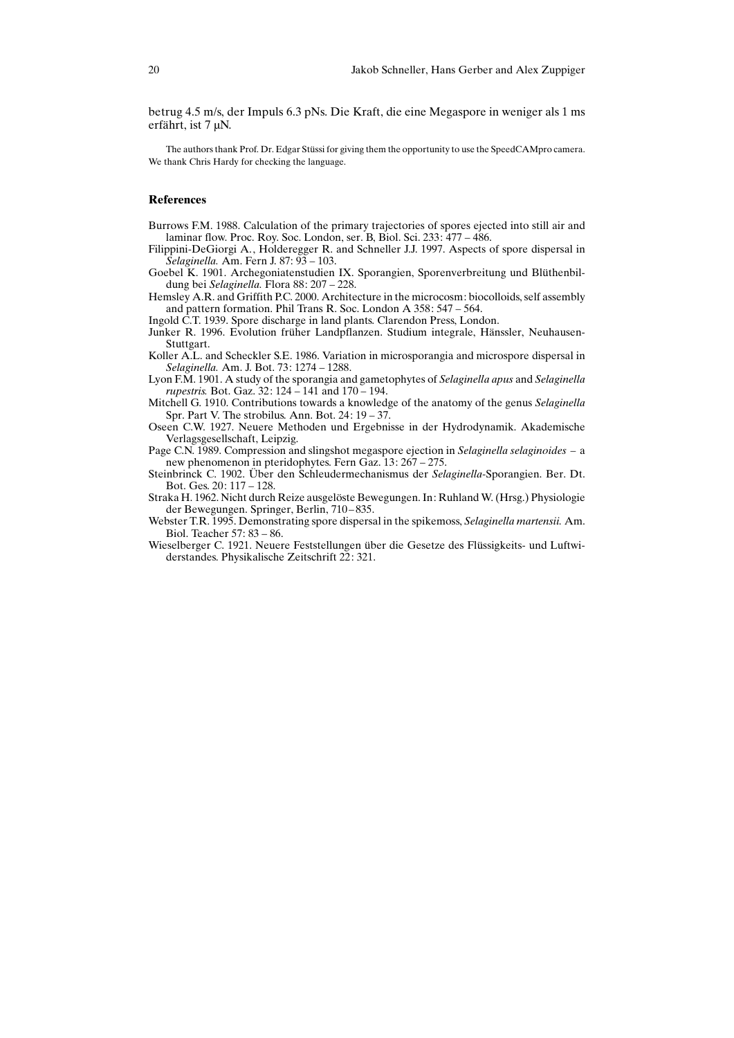betrug 4.5 m/s, der Impuls 6.3 pNs. Die Kraft, die eine Megaspore in weniger als 1 ms erfährt, ist 7 μN.

The authors thank Prof. Dr. Edgar Stüssi for giving them the opportunity to use the SpeedCAMpro camera. We thank Chris Hardy for checking the language.

## References

Burrows F.M. 1988. Calculation of the primary trajectories of spores ejected into still air and laminar flow. Proc. Roy. Soc. London, ser. B, Biol. Sci. 233: 477 – 486.

Filippini-DeGiorgi A., Holderegger R. and Schneller J.J. 1997. Aspects of spore dispersal in *Selaginella.* Am. Fern J. 87: 93 – 103.

Goebel K. 1901. Archegoniatenstudien IX. Sporangien, Sporenverbreitung und Blüthenbildung bei *Selaginella.* Flora 88: 207 – 228.

Hemsley A.R. and Griffith P.C. 2000. Architecture in the microcosm: biocolloids, self assembly and pattern formation. Phil Trans R. Soc. London A 358: 547 – 564.

Ingold C.T. 1939. Spore discharge in land plants. Clarendon Press, London.

Junker R. 1996. Evolution früher Landpflanzen. Studium integrale, Hänssler, Neuhausen-Stuttgart.

Koller A.L. and Scheckler S.E. 1986. Variation in microsporangia and microspore dispersal in *Selaginella.* Am. J. Bot. 73: 1274 – 1288.

Lyon F.M. 1901. A study of the sporangia and gametophytes of *Selaginella apus* and *Selaginella rupestris.* Bot. Gaz. 32: 124 – 141 and 170 – 194.

Mitchell G. 1910. Contributions towards a knowledge of the anatomy of the genus *Selaginella* Spr. Part V. The strobilus. Ann. Bot. 24: 19 – 37.

Oseen C.W. 1927. Neuere Methoden und Ergebnisse in der Hydrodynamik. Akademische Verlagsgesellschaft, Leipzig.

Page C.N. 1989. Compression and slingshot megaspore ejection in *Selaginella selaginoides* – a new phenomenon in pteridophytes. Fern Gaz. 13: 267 – 275.

Steinbrinck C. 1902. Über den Schleudermechanismus der *Selaginella*-Sporangien. Ber. Dt. Bot. Ges. 20: 117 – 128.

Straka H. 1962. Nicht durch Reize ausgelöste Bewegungen. In: Ruhland W. (Hrsg.) Physiologie der Bewegungen. Springer, Berlin, 710 – 835.

Webster T.R. 1995. Demonstrating spore dispersal in the spikemoss, *Selaginella martensii.* Am. Biol. Teacher 57: 83 – 86.

Wieselberger C. 1921. Neuere Feststellungen über die Gesetze des Flüssigkeits- und Luftwiderstandes. Physikalische Zeitschrift 22: 321.